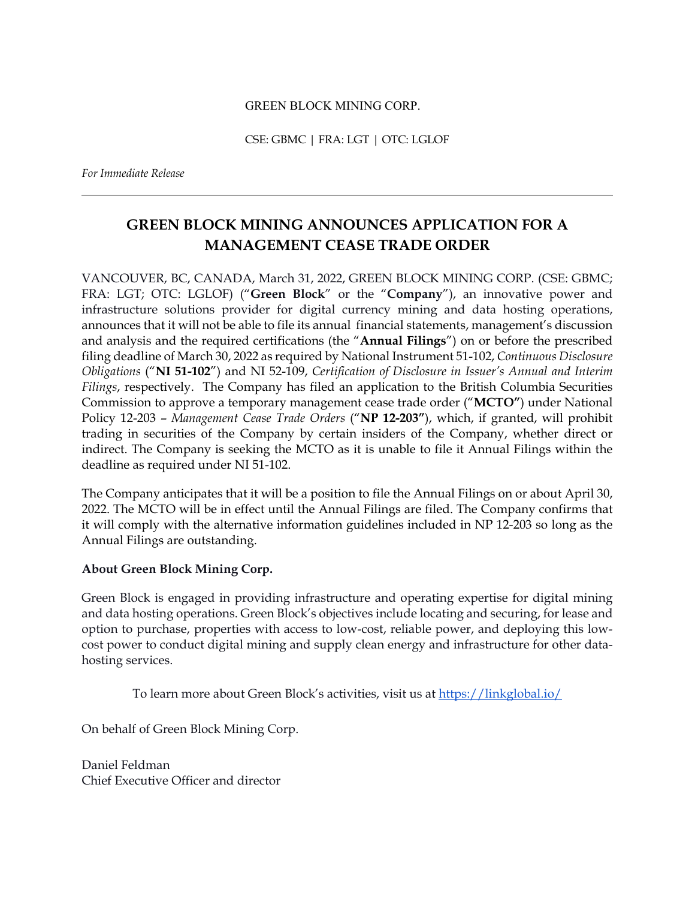GREEN BLOCK MINING CORP.

CSE: GBMC | FRA: LGT | OTC: LGLOF

*For Immediate Release*

---

# GREEN BLOCK MINING ANNOUNCES APPLICATION FOR A MANAGEMENT CEASE TRADE ORDER

VANCOUVER, BC, CANADA, March 31, 2022, GREEN BLOCK MINING CORP. (CSE: GBMC; FRA: LGT; OTC: LGLOF) ("**Green Block**" or the "**Company**"), an innovative power and infrastructure solutions provider for digital currency mining and data hosting operations, announces that it will not be able to file its annual financial statements, management's discussion and analysis and the required certifications (the "**Annual Filings**") on or before the prescribed filing deadline of March 30, 2022 as required by National Instrument 51-102, *Continuous Disclosure Obligations* ("**NI 51-102**") and NI 52-109, *Certification of Disclosure in Issuer's Annual and Interim Filings*, respectively. The Company has filed an application to the British Columbia Securities Commission to approve a temporary management cease trade order ("**MCTO"**) under National Policy 12-203 – *Management Cease Trade Orders* ("**NP 12-203"**), which, if granted, will prohibit trading in securities of the Company by certain insiders of the Company, whether direct or indirect. The Company is seeking the MCTO as it is unable to file it Annual Filings within the deadline as required under NI 51-102.

The Company anticipates that it will be a position to file the Annual Filings on or about April 30, 2022. The MCTO will be in effect until the Annual Filings are filed. The Company confirms that it will comply with the alternative information guidelines included in NP 12-203 so long as the Annual Filings are outstanding.

**About Green Block Mining Corp.**

Green Block is engaged in providing infrastructure and operating expertise for digital mining and data hosting operations. Green Block's objectives include locating and securing, for lease and option to purchase, properties with access to low-cost, reliable power, and deploying this low-cost power to conduct digital mining and supply clean energy and infrastructure for other data-hosting services.

To learn more about Green Block's activities, visit us at [https://linkglobal.io/](https://linkglobal.io/)

On behalf of Green Block Mining Corp.

Daniel Feldman
Chief Executive Officer and director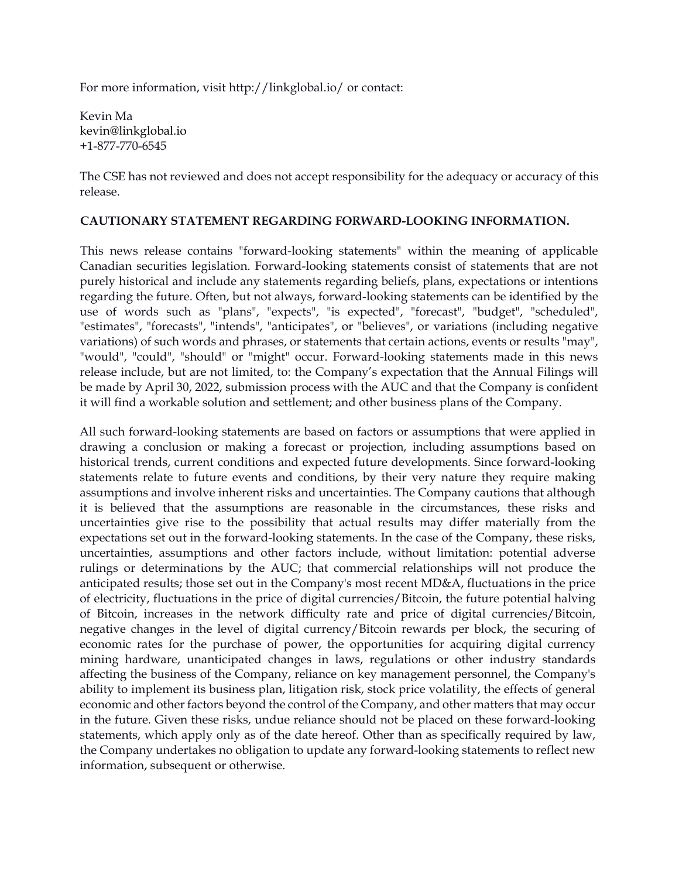For more information, visit http://linkglobal.io/ or contact:

Kevin Ma
kevin@linkglobal.io
+1-877-770-6545

The CSE has not reviewed and does not accept responsibility for the adequacy or accuracy of this release.

**CAUTIONARY STATEMENT REGARDING FORWARD-LOOKING INFORMATION.**

This news release contains "forward-looking statements" within the meaning of applicable Canadian securities legislation. Forward-looking statements consist of statements that are not purely historical and include any statements regarding beliefs, plans, expectations or intentions regarding the future. Often, but not always, forward-looking statements can be identified by the use of words such as "plans", "expects", "is expected", "forecast", "budget", "scheduled", "estimates", "forecasts", "intends", "anticipates", or "believes", or variations (including negative variations) of such words and phrases, or statements that certain actions, events or results "may", "would", "could", "should" or "might" occur. Forward-looking statements made in this news release include, but are not limited to: the Company's expectation that the Annual Filings will be made by April 30, 2022, submission process with the AUC and that the Company is confident it will find a workable solution and settlement; and other business plans of the Company.

All such forward-looking statements are based on factors or assumptions that were applied in drawing a conclusion or making a forecast or projection, including assumptions based on historical trends, current conditions and expected future developments. Since forward-looking statements relate to future events and conditions, by their very nature they require making assumptions and involve inherent risks and uncertainties. The Company cautions that although it is believed that the assumptions are reasonable in the circumstances, these risks and uncertainties give rise to the possibility that actual results may differ materially from the expectations set out in the forward-looking statements. In the case of the Company, these risks, uncertainties, assumptions and other factors include, without limitation: potential adverse rulings or determinations by the AUC; that commercial relationships will not produce the anticipated results; those set out in the Company's most recent MD&A, fluctuations in the price of electricity, fluctuations in the price of digital currencies/Bitcoin, the future potential halving of Bitcoin, increases in the network difficulty rate and price of digital currencies/Bitcoin, negative changes in the level of digital currency/Bitcoin rewards per block, the securing of economic rates for the purchase of power, the opportunities for acquiring digital currency mining hardware, unanticipated changes in laws, regulations or other industry standards affecting the business of the Company, reliance on key management personnel, the Company's ability to implement its business plan, litigation risk, stock price volatility, the effects of general economic and other factors beyond the control of the Company, and other matters that may occur in the future. Given these risks, undue reliance should not be placed on these forward-looking statements, which apply only as of the date hereof. Other than as specifically required by law, the Company undertakes no obligation to update any forward-looking statements to reflect new information, subsequent or otherwise.